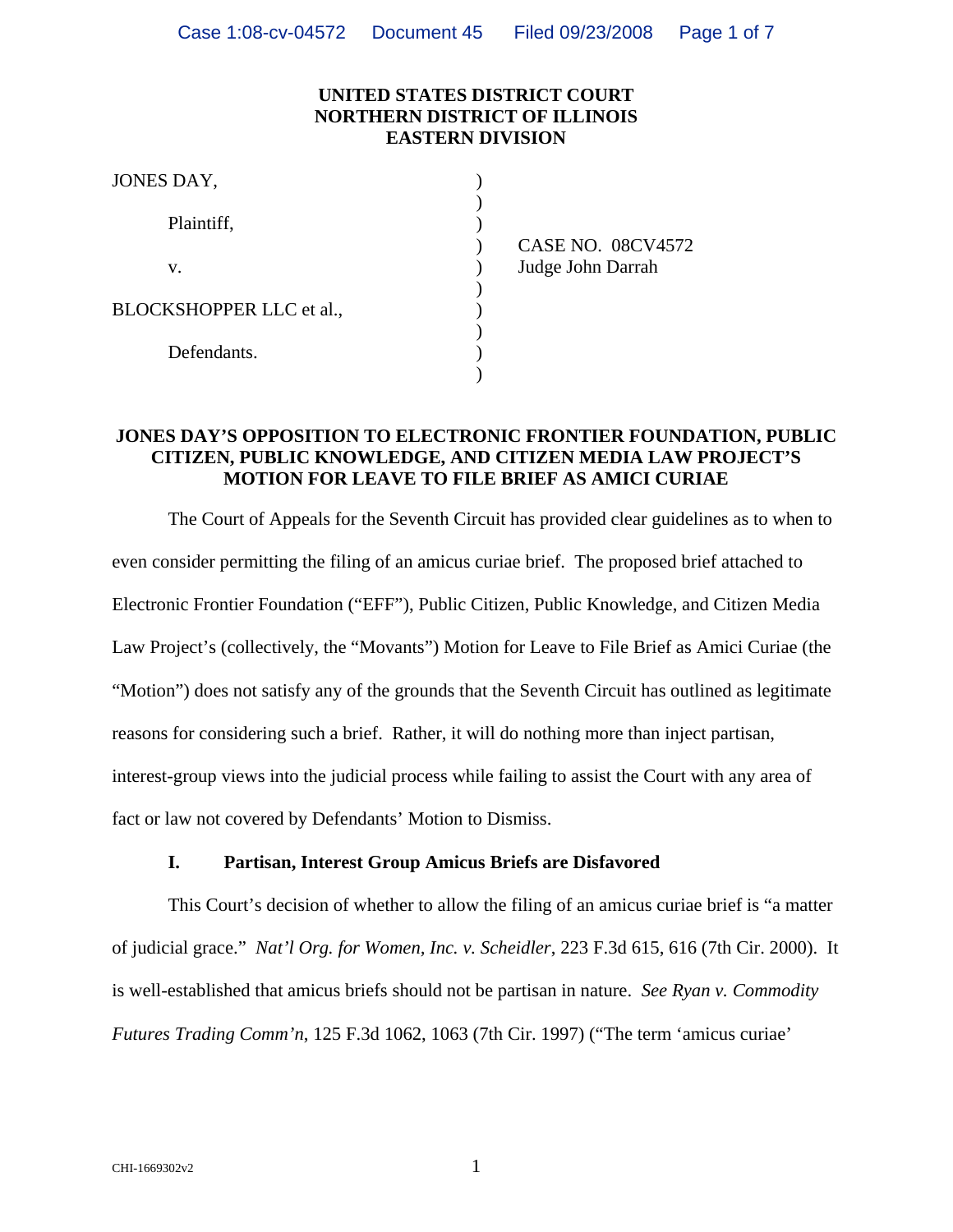**UNITED STATES DISTRICT COURT**
**NORTHERN DISTRICT OF ILLINOIS**
**EASTERN DIVISION**

| | | |
|---|---|---|
| JONES DAY, | ) | |
| | ) | |
| Plaintiff, | ) | |
| | ) | CASE NO. 08CV4572 |
| v. | ) | Judge John Darrah |
| | ) | |
| BLOCKSHOPPER LLC et al., | ) | |
| | ) | |
| Defendants. | ) | |
| | ) | |

**JONES DAY'S OPPOSITION TO ELECTRONIC FRONTIER FOUNDATION, PUBLIC CITIZEN, PUBLIC KNOWLEDGE, AND CITIZEN MEDIA LAW PROJECT'S MOTION FOR LEAVE TO FILE BRIEF AS AMICI CURIAE**

The Court of Appeals for the Seventh Circuit has provided clear guidelines as to when to even consider permitting the filing of an amicus curiae brief. The proposed brief attached to Electronic Frontier Foundation ("EFF"), Public Citizen, Public Knowledge, and Citizen Media Law Project's (collectively, the "Movants") Motion for Leave to File Brief as Amici Curiae (the "Motion") does not satisfy any of the grounds that the Seventh Circuit has outlined as legitimate reasons for considering such a brief. Rather, it will do nothing more than inject partisan, interest-group views into the judicial process while failing to assist the Court with any area of fact or law not covered by Defendants' Motion to Dismiss.

## I. Partisan, Interest Group Amicus Briefs are Disfavored

This Court's decision of whether to allow the filing of an amicus curiae brief is "a matter of judicial grace." *Nat'l Org. for Women, Inc. v. Scheidler*, 223 F.3d 615, 616 (7th Cir. 2000). It is well-established that amicus briefs should not be partisan in nature. *See Ryan v. Commodity Futures Trading Comm'n*, 125 F.3d 1062, 1063 (7th Cir. 1997) ("The term 'amicus curiae'

CHI-1669302v2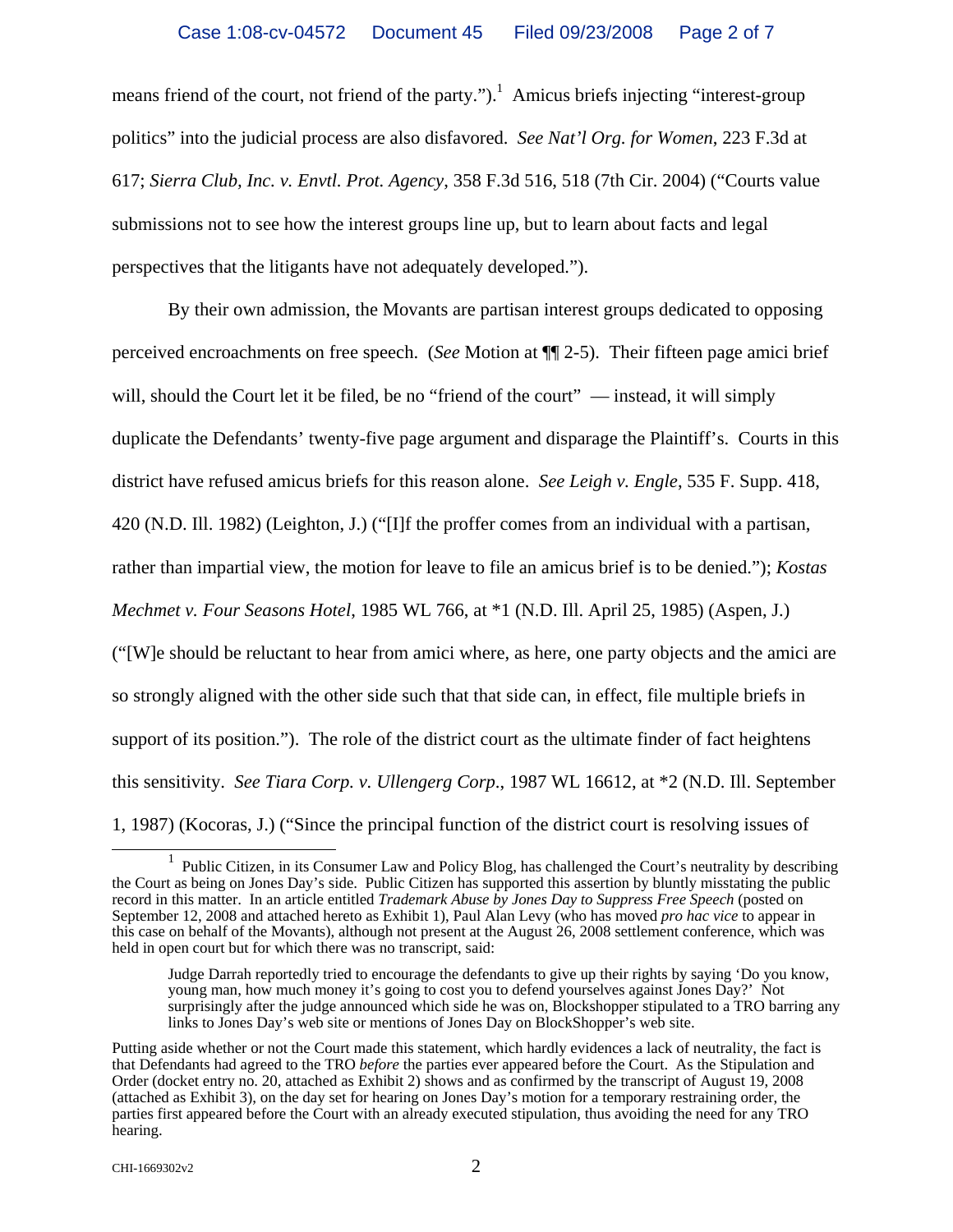means friend of the court, not friend of the party.").[1] Amicus briefs injecting "interest-group politics" into the judicial process are also disfavored. *See Nat'l Org. for Women*, 223 F.3d at 617; *Sierra Club, Inc. v. Envtl. Prot. Agency*, 358 F.3d 516, 518 (7th Cir. 2004) ("Courts value submissions not to see how the interest groups line up, but to learn about facts and legal perspectives that the litigants have not adequately developed.").

By their own admission, the Movants are partisan interest groups dedicated to opposing perceived encroachments on free speech. (*See* Motion at ¶¶ 2-5). Their fifteen page amici brief will, should the Court let it be filed, be no "friend of the court" — instead, it will simply duplicate the Defendants' twenty-five page argument and disparage the Plaintiff's. Courts in this district have refused amicus briefs for this reason alone. *See Leigh v. Engle*, 535 F. Supp. 418, 420 (N.D. Ill. 1982) (Leighton, J.) ("[I]f the proffer comes from an individual with a partisan, rather than impartial view, the motion for leave to file an amicus brief is to be denied."); *Kostas Mechmet v. Four Seasons Hotel*, 1985 WL 766, at *1 (N.D. Ill. April 25, 1985) (Aspen, J.) ("[W]e should be reluctant to hear from amici where, as here, one party objects and the amici are so strongly aligned with the other side such that that side can, in effect, file multiple briefs in support of its position."). The role of the district court as the ultimate finder of fact heightens this sensitivity. *See Tiara Corp. v. Ullengerg Corp.*, 1987 WL 16612, at *2 (N.D. Ill. September 1, 1987) (Kocoras, J.) ("Since the principal function of the district court is resolving issues of

---

[1] Public Citizen, in its Consumer Law and Policy Blog, has challenged the Court's neutrality by describing the Court as being on Jones Day's side. Public Citizen has supported this assertion by bluntly misstating the public record in this matter. In an article entitled *Trademark Abuse by Jones Day to Suppress Free Speech* (posted on September 12, 2008 and attached hereto as Exhibit 1), Paul Alan Levy (who has moved *pro hac vice* to appear in this case on behalf of the Movants), although not present at the August 26, 2008 settlement conference, which was held in open court but for which there was no transcript, said:

> Judge Darrah reportedly tried to encourage the defendants to give up their rights by saying 'Do you know, young man, how much money it's going to cost you to defend yourselves against Jones Day?' Not surprisingly after the judge announced which side he was on, Blockshopper stipulated to a TRO barring any links to Jones Day's web site or mentions of Jones Day on BlockShopper's web site.

Putting aside whether or not the Court made this statement, which hardly evidences a lack of neutrality, the fact is that Defendants had agreed to the TRO *before* the parties ever appeared before the Court. As the Stipulation and Order (docket entry no. 20, attached as Exhibit 2) shows and as confirmed by the transcript of August 19, 2008 (attached as Exhibit 3), on the day set for hearing on Jones Day's motion for a temporary restraining order, the parties first appeared before the Court with an already executed stipulation, thus avoiding the need for any TRO hearing.

CHI-1669302v2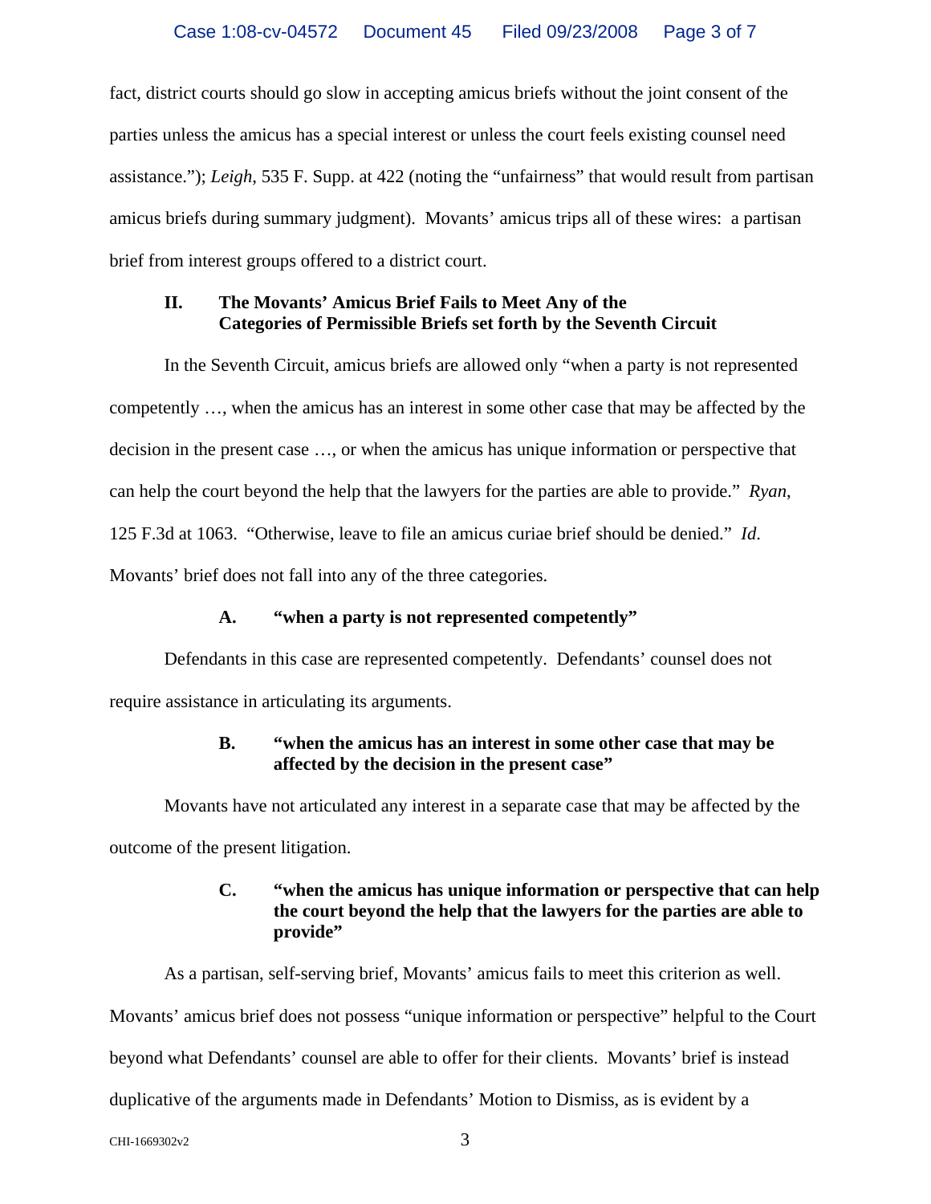fact, district courts should go slow in accepting amicus briefs without the joint consent of the parties unless the amicus has a special interest or unless the court feels existing counsel need assistance."); *Leigh*, 535 F. Supp. at 422 (noting the "unfairness" that would result from partisan amicus briefs during summary judgment). Movants' amicus trips all of these wires: a partisan brief from interest groups offered to a district court.

### II. The Movants' Amicus Brief Fails to Meet Any of the Categories of Permissible Briefs set forth by the Seventh Circuit

In the Seventh Circuit, amicus briefs are allowed only "when a party is not represented competently …, when the amicus has an interest in some other case that may be affected by the decision in the present case …, or when the amicus has unique information or perspective that can help the court beyond the help that the lawyers for the parties are able to provide." *Ryan*, 125 F.3d at 1063. "Otherwise, leave to file an amicus curiae brief should be denied." *Id.* Movants' brief does not fall into any of the three categories.

#### A. "when a party is not represented competently"

Defendants in this case are represented competently. Defendants' counsel does not require assistance in articulating its arguments.

#### B. "when the amicus has an interest in some other case that may be affected by the decision in the present case"

Movants have not articulated any interest in a separate case that may be affected by the outcome of the present litigation.

#### C. "when the amicus has unique information or perspective that can help the court beyond the help that the lawyers for the parties are able to provide"

As a partisan, self-serving brief, Movants' amicus fails to meet this criterion as well. Movants' amicus brief does not possess "unique information or perspective" helpful to the Court beyond what Defendants' counsel are able to offer for their clients. Movants' brief is instead duplicative of the arguments made in Defendants' Motion to Dismiss, as is evident by a

CHI-1669302v2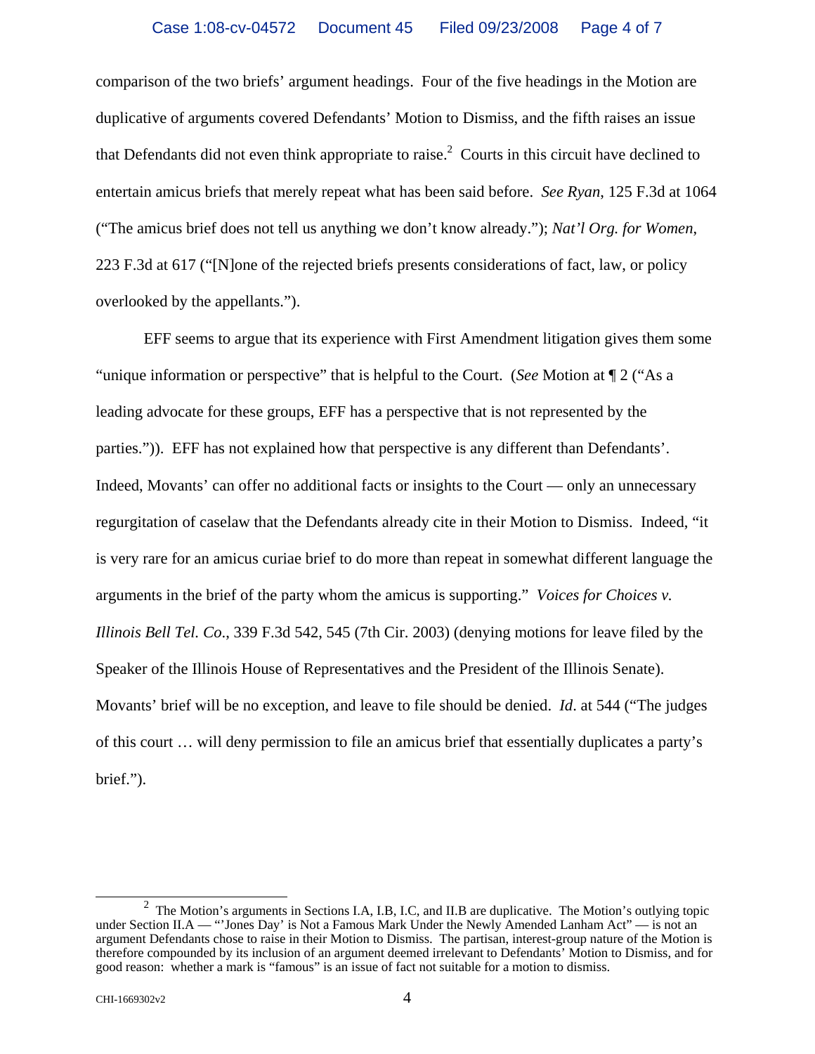comparison of the two briefs' argument headings. Four of the five headings in the Motion are duplicative of arguments covered Defendants' Motion to Dismiss, and the fifth raises an issue that Defendants did not even think appropriate to raise.[2] Courts in this circuit have declined to entertain amicus briefs that merely repeat what has been said before. *See Ryan*, 125 F.3d at 1064 ("The amicus brief does not tell us anything we don't know already."); *Nat'l Org. for Women*, 223 F.3d at 617 ("[N]one of the rejected briefs presents considerations of fact, law, or policy overlooked by the appellants.").

EFF seems to argue that its experience with First Amendment litigation gives them some "unique information or perspective" that is helpful to the Court. (*See* Motion at ¶ 2 ("As a leading advocate for these groups, EFF has a perspective that is not represented by the parties.")). EFF has not explained how that perspective is any different than Defendants'. Indeed, Movants' can offer no additional facts or insights to the Court — only an unnecessary regurgitation of caselaw that the Defendants already cite in their Motion to Dismiss. Indeed, "it is very rare for an amicus curiae brief to do more than repeat in somewhat different language the arguments in the brief of the party whom the amicus is supporting." *Voices for Choices v. Illinois Bell Tel. Co*., 339 F.3d 542, 545 (7th Cir. 2003) (denying motions for leave filed by the Speaker of the Illinois House of Representatives and the President of the Illinois Senate). Movants' brief will be no exception, and leave to file should be denied. *Id*. at 544 ("The judges of this court … will deny permission to file an amicus brief that essentially duplicates a party's brief.").

---

[2] The Motion's arguments in Sections I.A, I.B, I.C, and II.B are duplicative. The Motion's outlying topic under Section II.A — "'Jones Day' is Not a Famous Mark Under the Newly Amended Lanham Act" — is not an argument Defendants chose to raise in their Motion to Dismiss. The partisan, interest-group nature of the Motion is therefore compounded by its inclusion of an argument deemed irrelevant to Defendants' Motion to Dismiss, and for good reason: whether a mark is "famous" is an issue of fact not suitable for a motion to dismiss.

CHI-1669302v2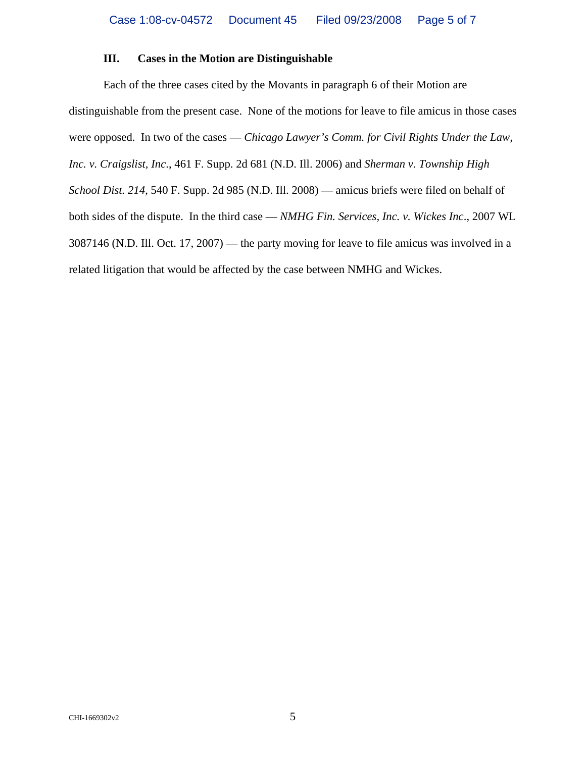### III. Cases in the Motion are Distinguishable

Each of the three cases cited by the Movants in paragraph 6 of their Motion are distinguishable from the present case. None of the motions for leave to file amicus in those cases were opposed. In two of the cases — *Chicago Lawyer's Comm. for Civil Rights Under the Law, Inc. v. Craigslist, Inc.*, 461 F. Supp. 2d 681 (N.D. Ill. 2006) and *Sherman v. Township High School Dist. 214*, 540 F. Supp. 2d 985 (N.D. Ill. 2008) — amicus briefs were filed on behalf of both sides of the dispute. In the third case — *NMHG Fin. Services, Inc. v. Wickes Inc*., 2007 WL 3087146 (N.D. Ill. Oct. 17, 2007) — the party moving for leave to file amicus was involved in a related litigation that would be affected by the case between NMHG and Wickes.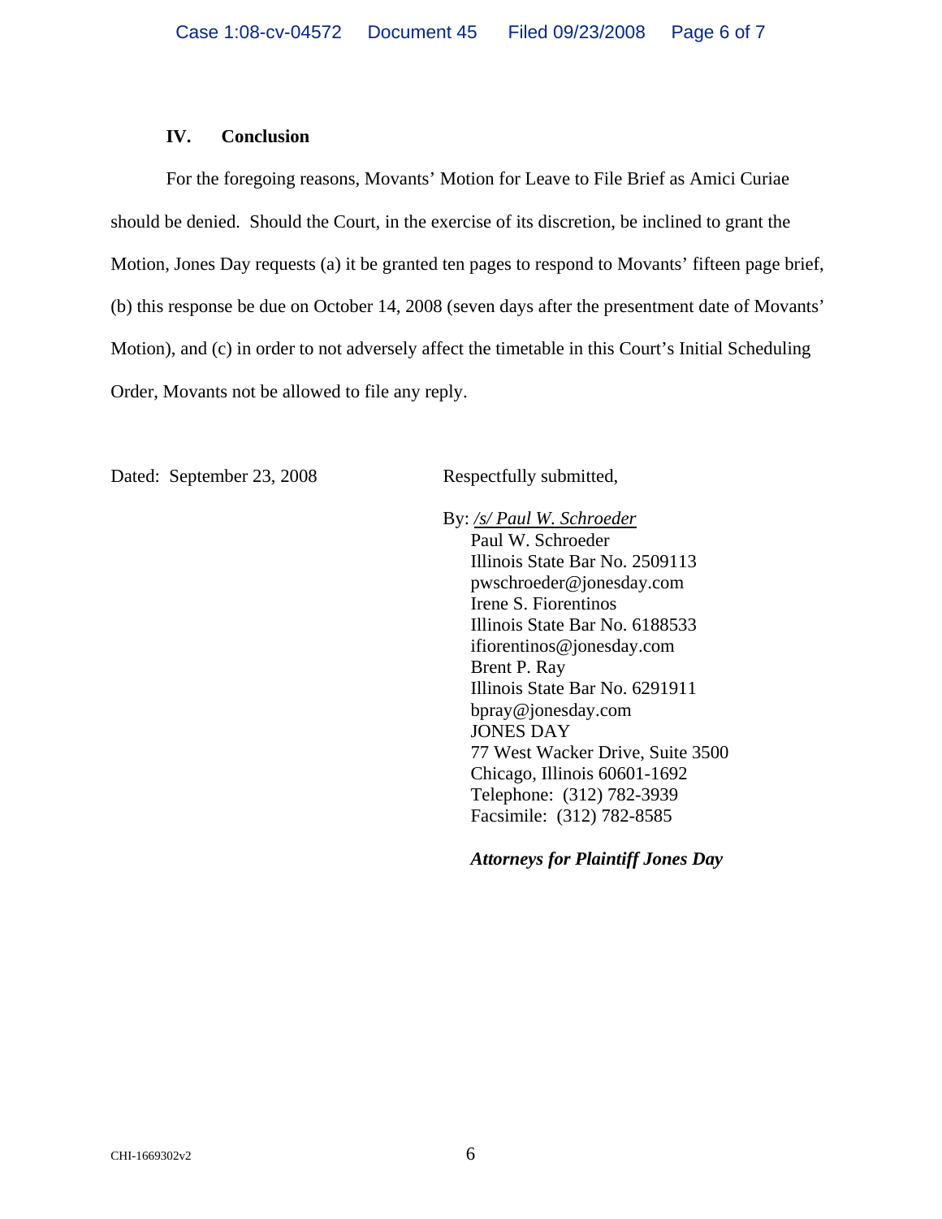## IV. Conclusion

For the foregoing reasons, Movants' Motion for Leave to File Brief as Amici Curiae should be denied. Should the Court, in the exercise of its discretion, be inclined to grant the Motion, Jones Day requests (a) it be granted ten pages to respond to Movants' fifteen page brief, (b) this response be due on October 14, 2008 (seven days after the presentment date of Movants' Motion), and (c) in order to not adversely affect the timetable in this Court's Initial Scheduling Order, Movants not be allowed to file any reply.

Dated: September 23, 2008

Respectfully submitted,

By: /s/ Paul W. Schroeder
Paul W. Schroeder
Illinois State Bar No. 2509113
pwschroeder@jonesday.com
Irene S. Fiorentinos
Illinois State Bar No. 6188533
ifiorentinos@jonesday.com
Brent P. Ray
Illinois State Bar No. 6291911
bpray@jonesday.com
JONES DAY
77 West Wacker Drive, Suite 3500
Chicago, Illinois 60601-1692
Telephone: (312) 782-3939
Facsimile: (312) 782-8585

***Attorneys for Plaintiff Jones Day***

CHI-1669302v2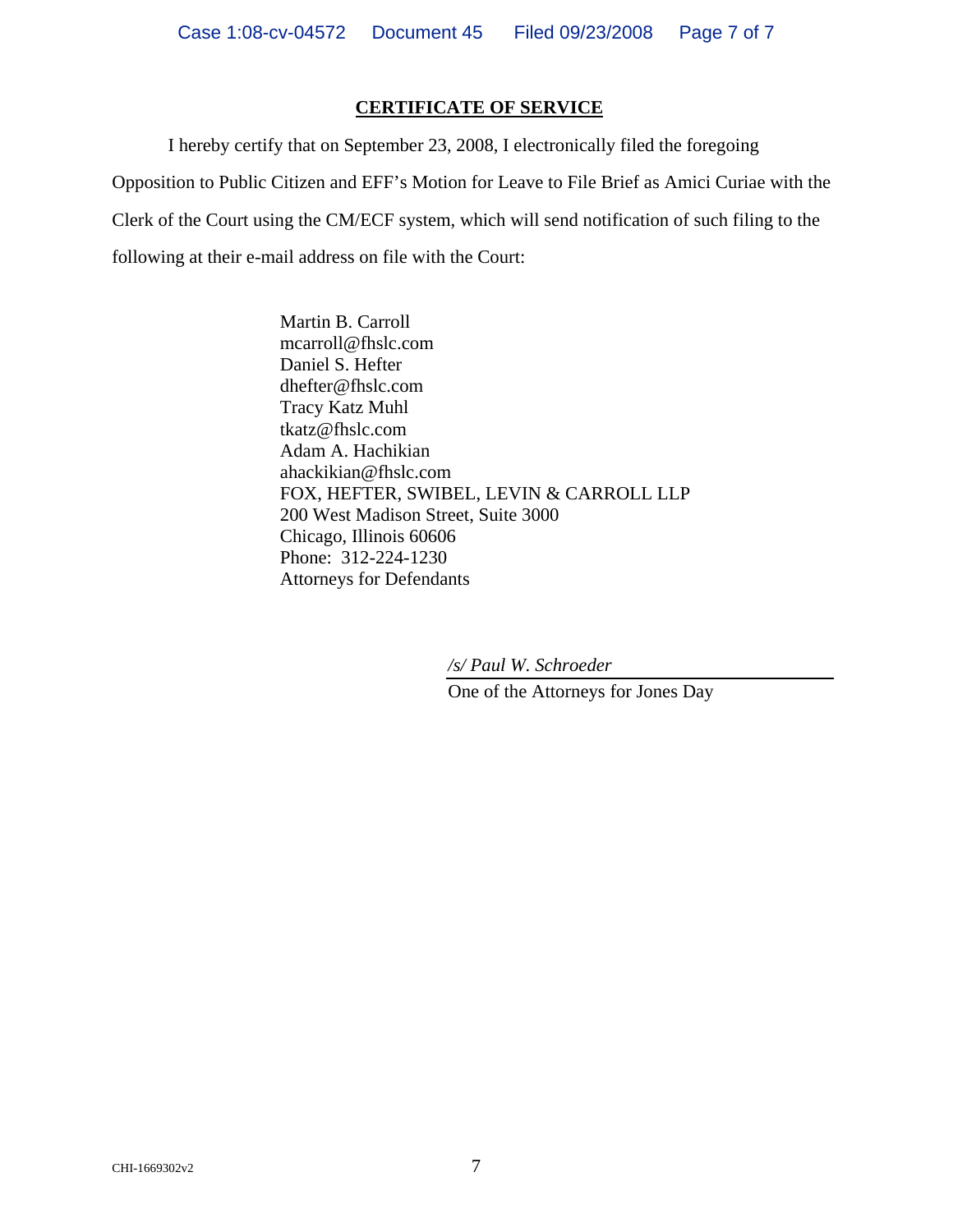**CERTIFICATE OF SERVICE**

I hereby certify that on September 23, 2008, I electronically filed the foregoing Opposition to Public Citizen and EFF's Motion for Leave to File Brief as Amici Curiae with the Clerk of the Court using the CM/ECF system, which will send notification of such filing to the following at their e-mail address on file with the Court:

Martin B. Carroll
mcarroll@fhslc.com
Daniel S. Hefter
dhefter@fhslc.com
Tracy Katz Muhl
tkatz@fhslc.com
Adam A. Hachikian
ahackikian@fhslc.com
FOX, HEFTER, SWIBEL, LEVIN & CARROLL LLP
200 West Madison Street, Suite 3000
Chicago, Illinois 60606
Phone: 312-224-1230
Attorneys for Defendants

*/s/ Paul W. Schroeder*
One of the Attorneys for Jones Day

CHI-1669302v2